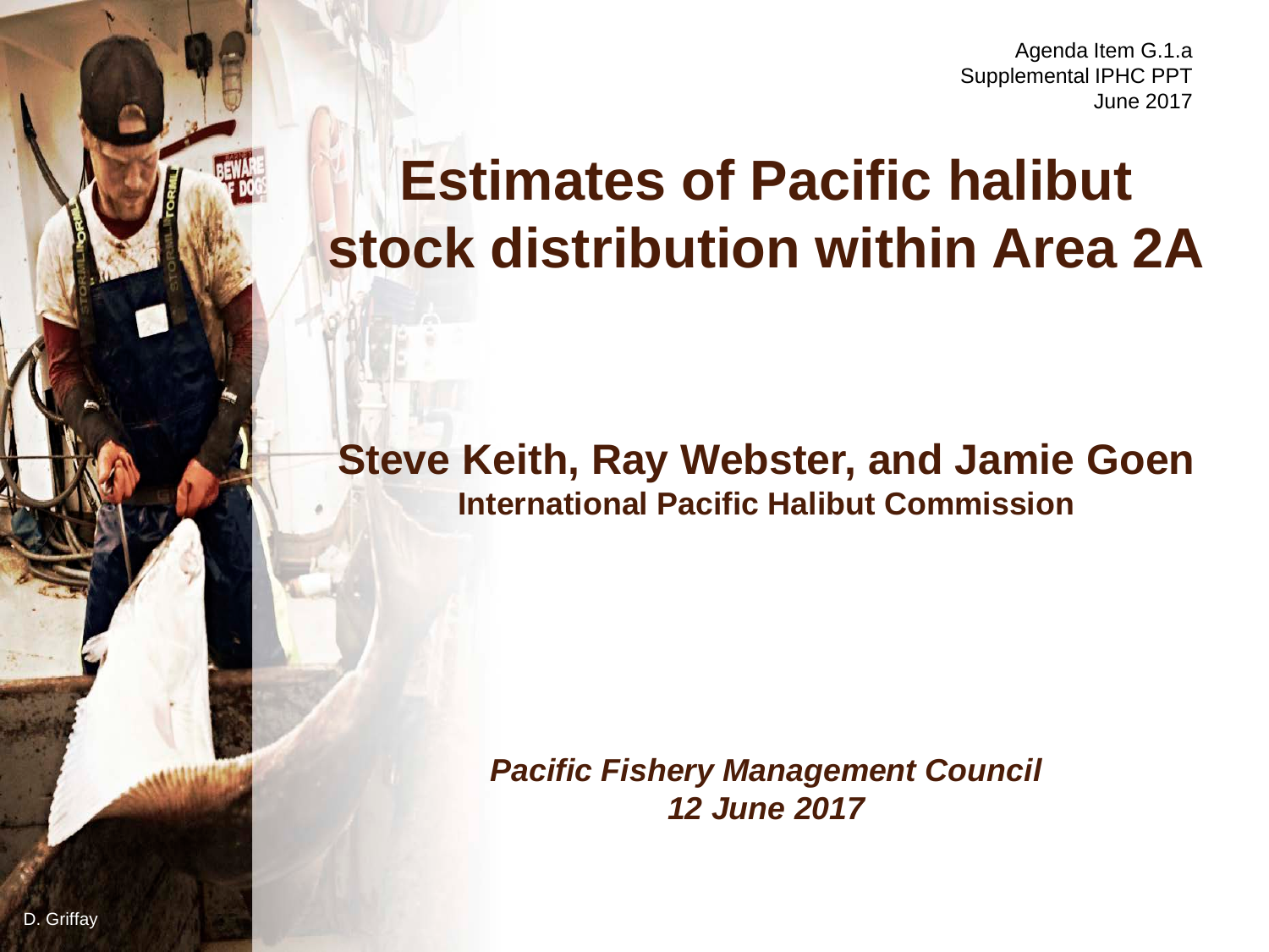Agenda Item G.1.a
Supplemental IPHC PPT
June 2017

# Estimates of Pacific halibut stock distribution within Area 2A

**Steve Keith, Ray Webster, and Jamie Goen**
**International Pacific Halibut Commission**

***Pacific Fishery Management Council***
***12 June 2017***

D. Griffay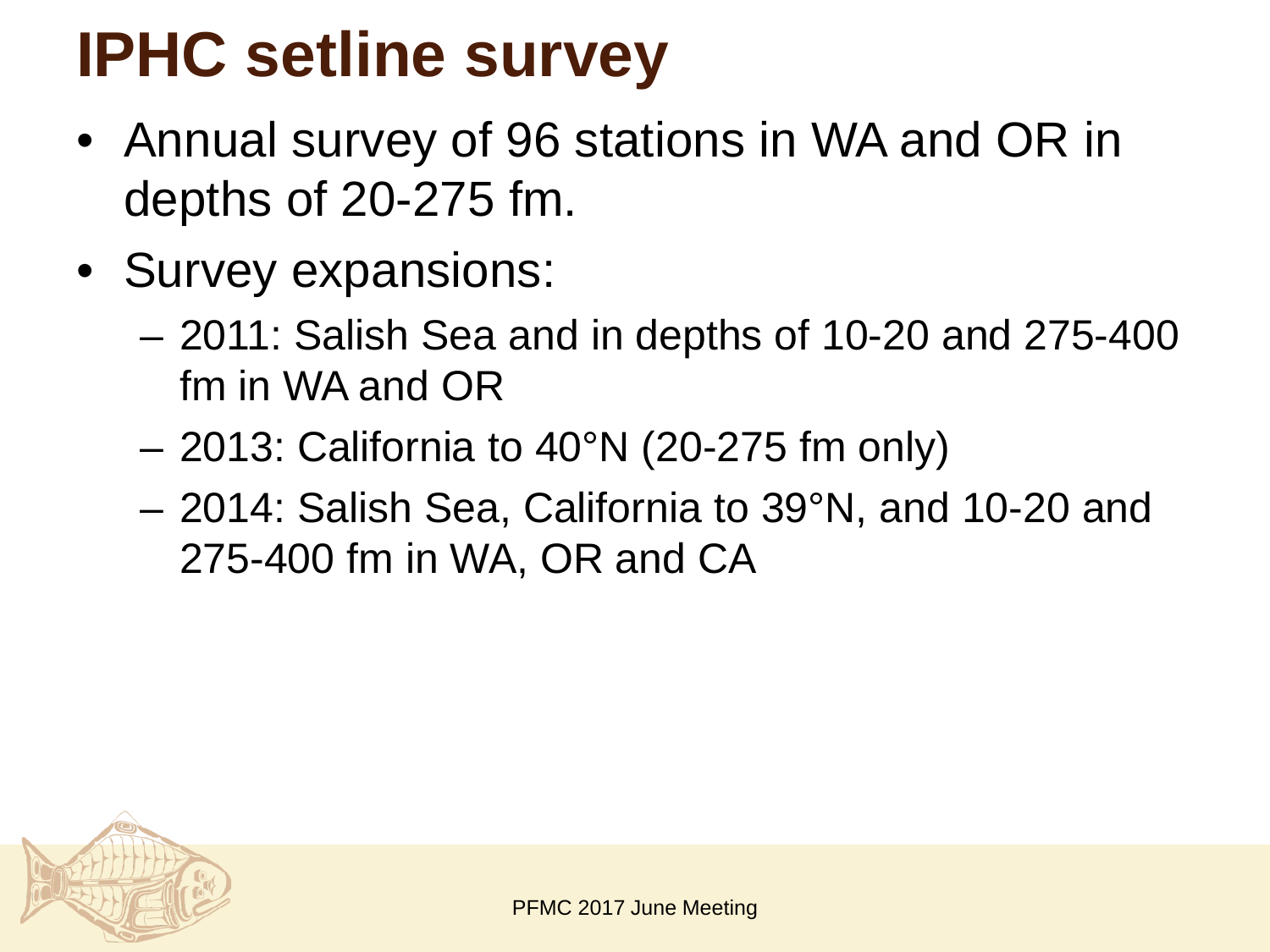# IPHC setline survey

- Annual survey of 96 stations in WA and OR in depths of 20-275 fm.
- Survey expansions:
  - 2011: Salish Sea and in depths of 10-20 and 275-400 fm in WA and OR
  - 2013: California to 40°N (20-275 fm only)
  - 2014: Salish Sea, California to 39°N, and 10-20 and 275-400 fm in WA, OR and CA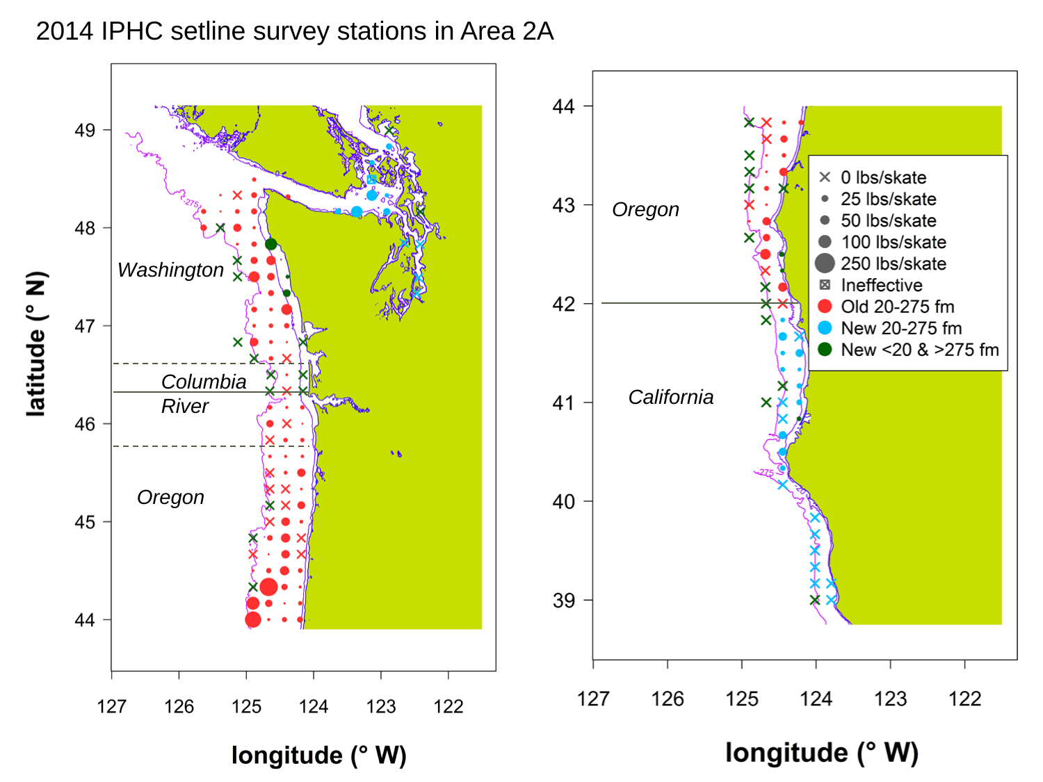2014 IPHC setline survey stations in Area 2A

latitude (° N)

49
48
47
46
45
44

Washington

Columbia
River

Oregon

127 126 125 124 123 122

longitude (° W)

44
43
42
41
40
39

Oregon

California

127 126 125 124 123 122

longitude (° W)

× 0 lbs/skate
• 25 lbs/skate
• 50 lbs/skate
● 100 lbs/skate
● 250 lbs/skate
⊠ Ineffective
● Old 20-275 fm
● New 20-275 fm
● New <20 & >275 fm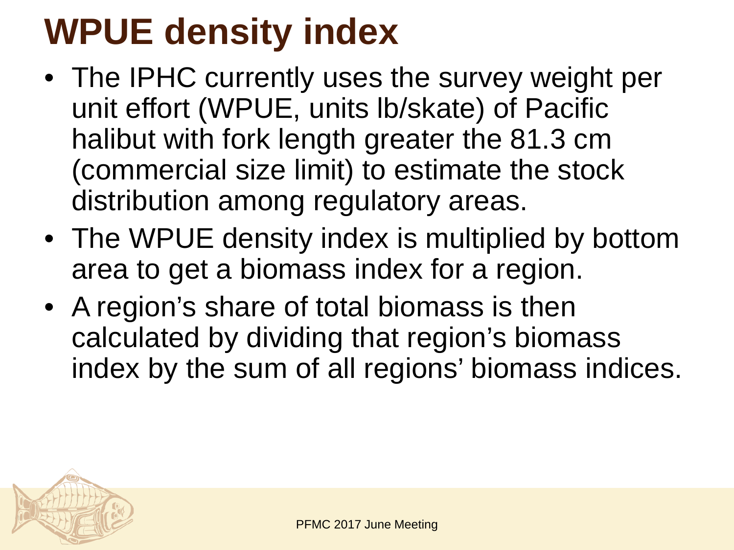# WPUE density index

- The IPHC currently uses the survey weight per unit effort (WPUE, units lb/skate) of Pacific halibut with fork length greater the 81.3 cm (commercial size limit) to estimate the stock distribution among regulatory areas.
- The WPUE density index is multiplied by bottom area to get a biomass index for a region.
- A region's share of total biomass is then calculated by dividing that region's biomass index by the sum of all regions' biomass indices.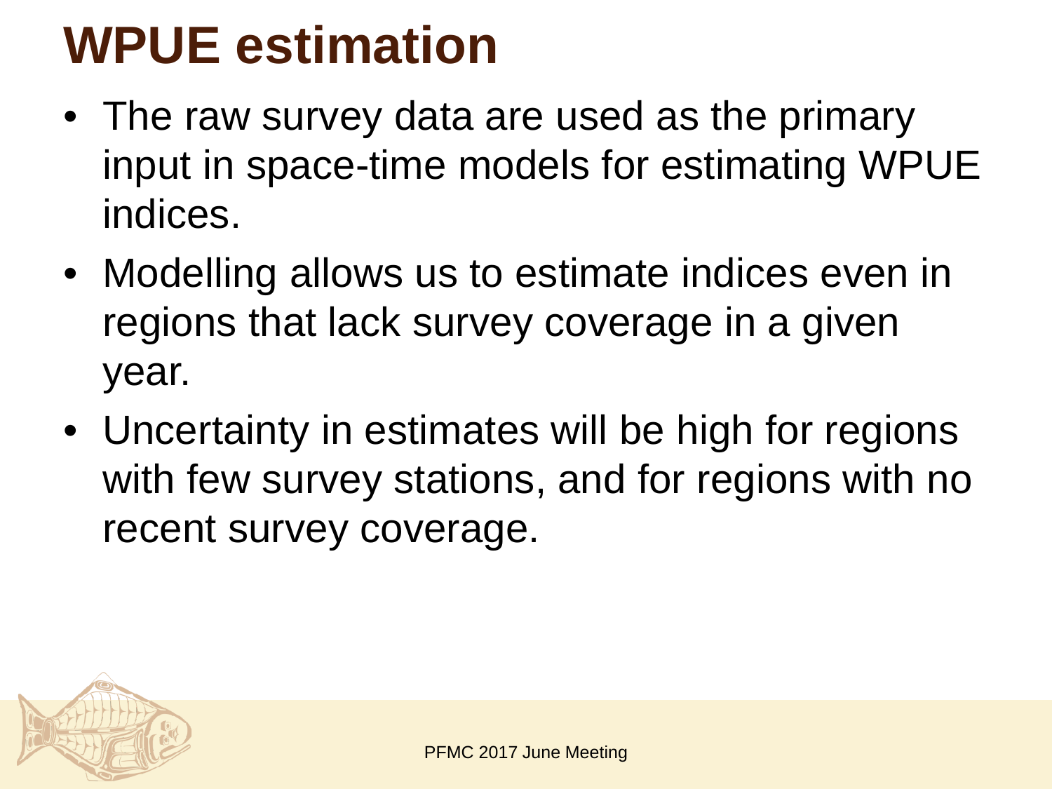# WPUE estimation

- The raw survey data are used as the primary input in space-time models for estimating WPUE indices.
- Modelling allows us to estimate indices even in regions that lack survey coverage in a given year.
- Uncertainty in estimates will be high for regions with few survey stations, and for regions with no recent survey coverage.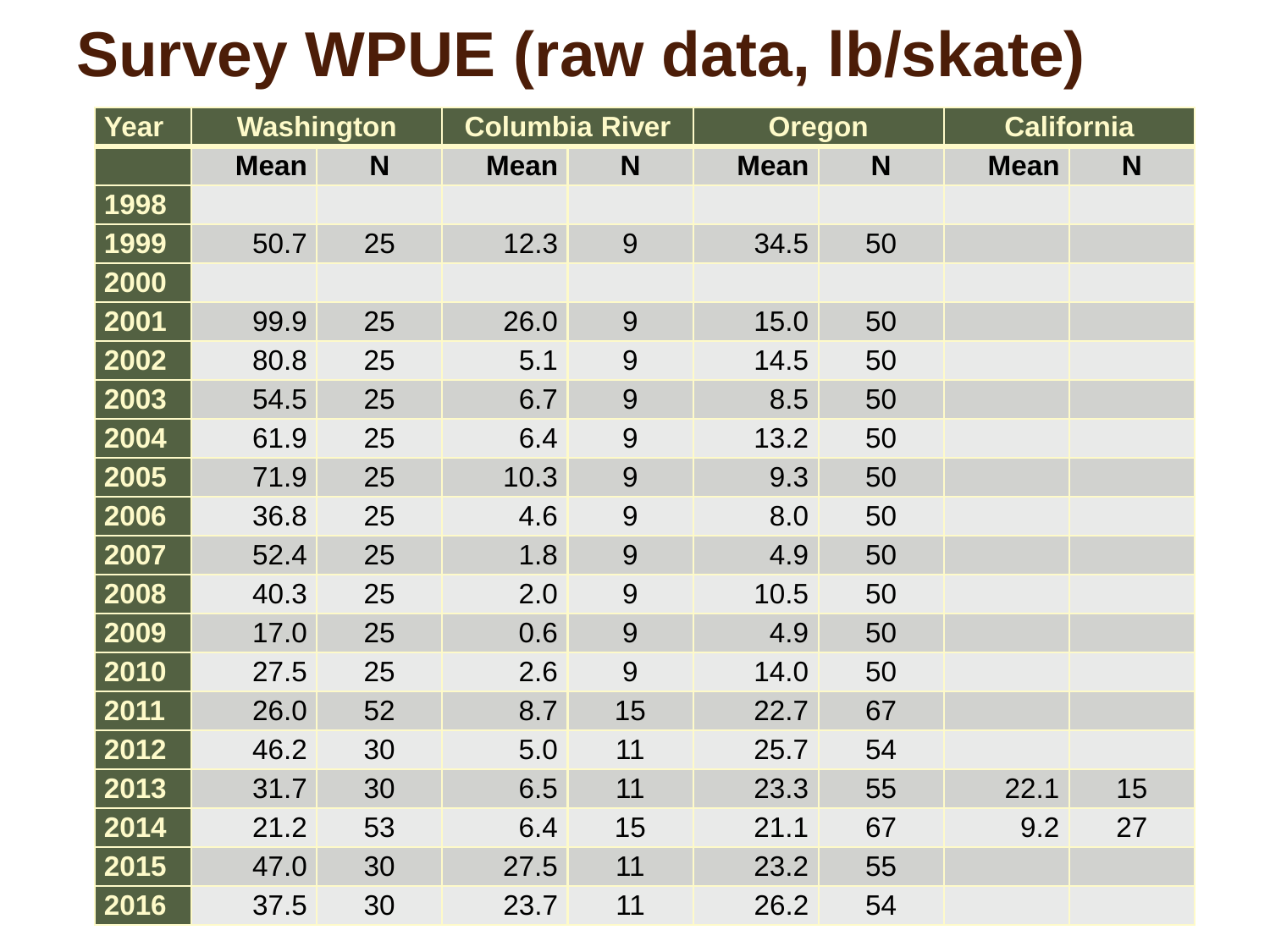# Survey WPUE (raw data, lb/skate)

| Year | Washington | | Columbia River | | Oregon | | California | |
|---|---|---|---|---|---|---|---|---|
| | Mean | N | Mean | N | Mean | N | Mean | N |
| 1998 | | | | | | | | |
| 1999 | 50.7 | 25 | 12.3 | 9 | 34.5 | 50 | | |
| 2000 | | | | | | | | |
| 2001 | 99.9 | 25 | 26.0 | 9 | 15.0 | 50 | | |
| 2002 | 80.8 | 25 | 5.1 | 9 | 14.5 | 50 | | |
| 2003 | 54.5 | 25 | 6.7 | 9 | 8.5 | 50 | | |
| 2004 | 61.9 | 25 | 6.4 | 9 | 13.2 | 50 | | |
| 2005 | 71.9 | 25 | 10.3 | 9 | 9.3 | 50 | | |
| 2006 | 36.8 | 25 | 4.6 | 9 | 8.0 | 50 | | |
| 2007 | 52.4 | 25 | 1.8 | 9 | 4.9 | 50 | | |
| 2008 | 40.3 | 25 | 2.0 | 9 | 10.5 | 50 | | |
| 2009 | 17.0 | 25 | 0.6 | 9 | 4.9 | 50 | | |
| 2010 | 27.5 | 25 | 2.6 | 9 | 14.0 | 50 | | |
| 2011 | 26.0 | 52 | 8.7 | 15 | 22.7 | 67 | | |
| 2012 | 46.2 | 30 | 5.0 | 11 | 25.7 | 54 | | |
| 2013 | 31.7 | 30 | 6.5 | 11 | 23.3 | 55 | 22.1 | 15 |
| 2014 | 21.2 | 53 | 6.4 | 15 | 21.1 | 67 | 9.2 | 27 |
| 2015 | 47.0 | 30 | 27.5 | 11 | 23.2 | 55 | | |
| 2016 | 37.5 | 30 | 23.7 | 11 | 26.2 | 54 | | |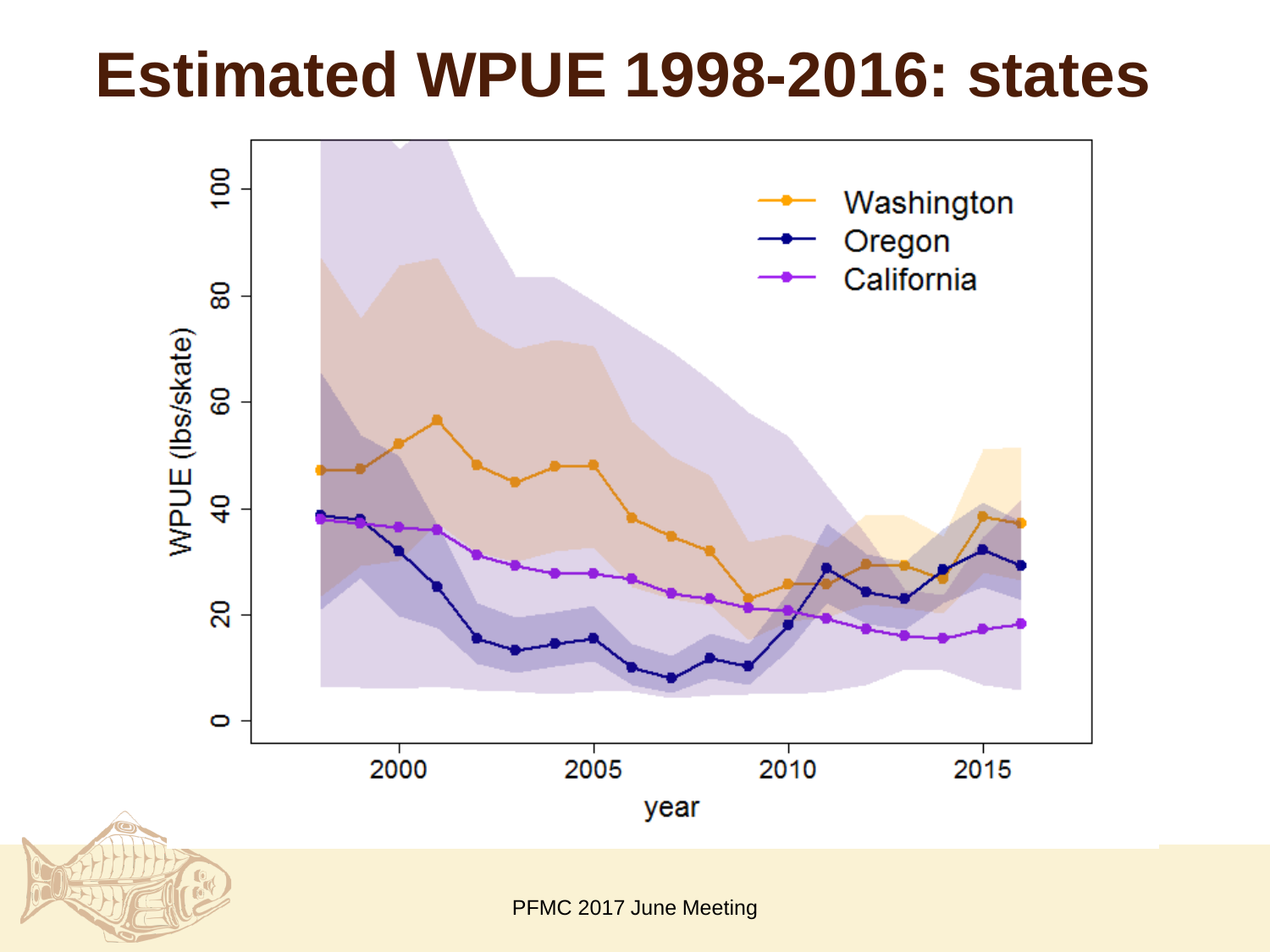# Estimated WPUE 1998-2016: states

WPUE (lbs/skate)

0
20
40
60
80
100

2000
2005
2010
2015

year

Washington
Oregon
California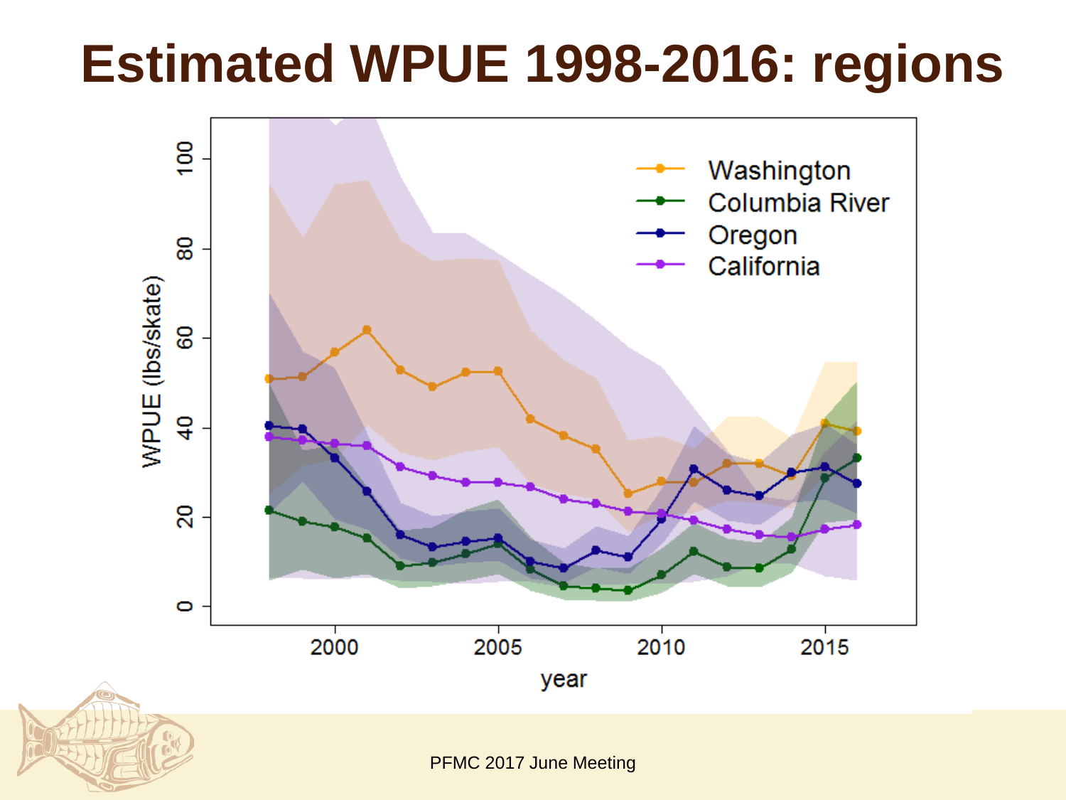# Estimated WPUE 1998-2016: regions

WPUE (lbs/skate)

year

Washington
Columbia River
Oregon
California

PFMC 2017 June Meeting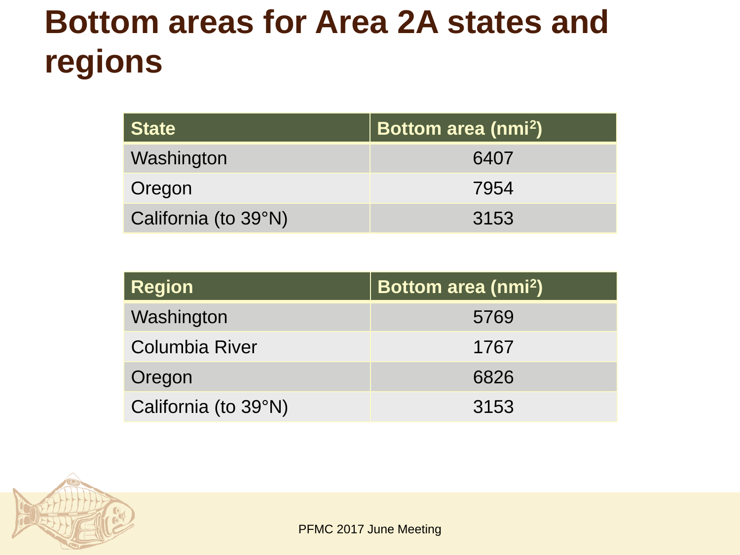# Bottom areas for Area 2A states and regions

| State | Bottom area ($nmi^2$) |
|---|---|
| Washington | 6407 |
| Oregon | 7954 |
| California (to 39°N) | 3153 |

| Region | Bottom area ($nmi^2$) |
|---|---|
| Washington | 5769 |
| Columbia River | 1767 |
| Oregon | 6826 |
| California (to 39°N) | 3153 |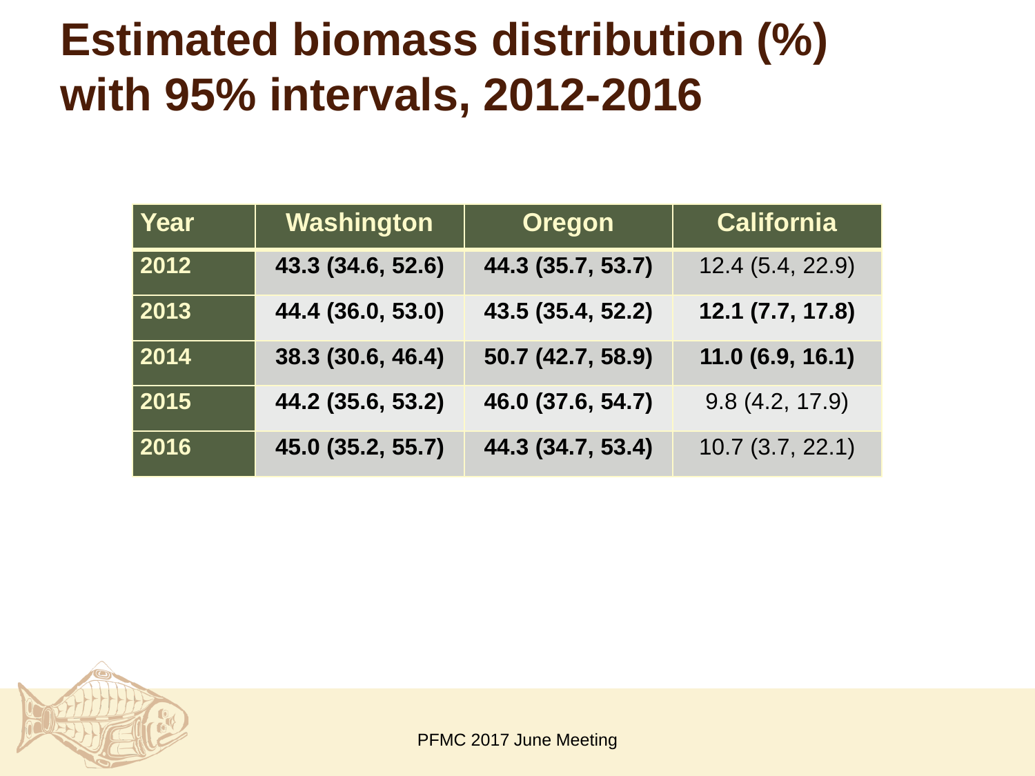# Estimated biomass distribution (%) with 95% intervals, 2012-2016

| Year | Washington | Oregon | California |
| --- | --- | --- | --- |
| **2012** | **43.3 (34.6, 52.6)** | **44.3 (35.7, 53.7)** | 12.4 (5.4, 22.9) |
| **2013** | **44.4 (36.0, 53.0)** | **43.5 (35.4, 52.2)** | **12.1 (7.7, 17.8)** |
| **2014** | **38.3 (30.6, 46.4)** | **50.7 (42.7, 58.9)** | **11.0 (6.9, 16.1)** |
| **2015** | **44.2 (35.6, 53.2)** | **46.0 (37.6, 54.7)** | 9.8 (4.2, 17.9) |
| **2016** | **45.0 (35.2, 55.7)** | **44.3 (34.7, 53.4)** | 10.7 (3.7, 22.1) |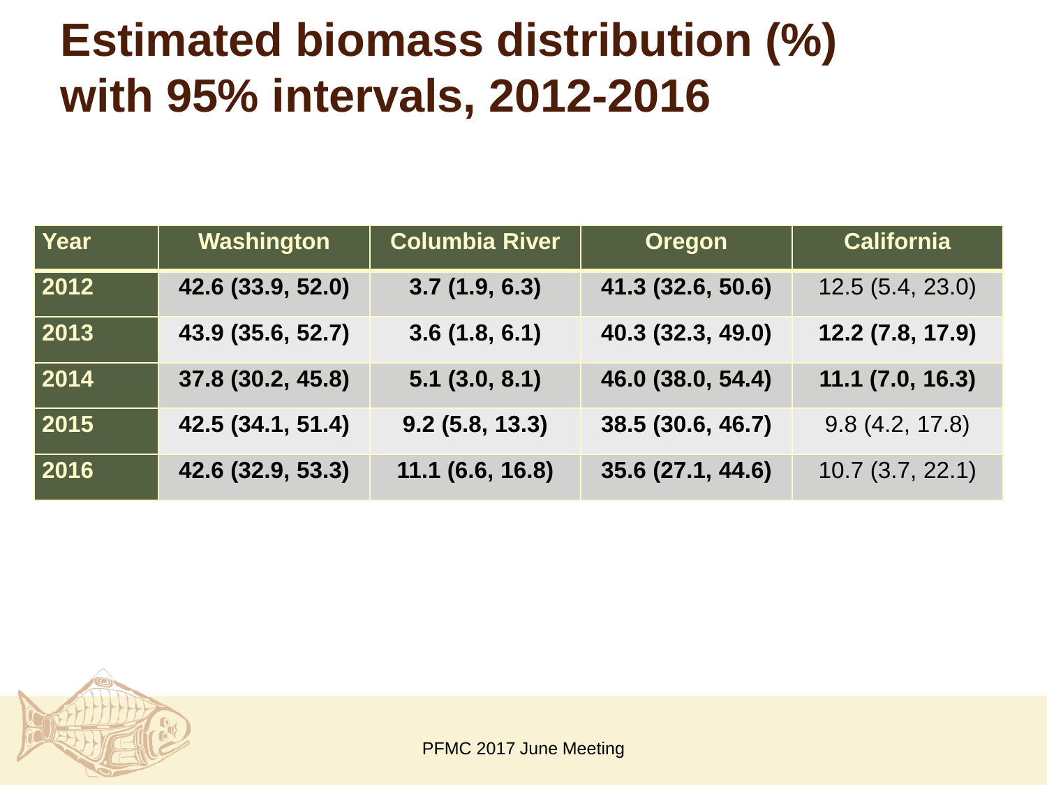# Estimated biomass distribution (%) with 95% intervals, 2012-2016

| Year | Washington | Columbia River | Oregon | California |
|---|---|---|---|---|
| 2012 | **42.6 (33.9, 52.0)** | **3.7 (1.9, 6.3)** | **41.3 (32.6, 50.6)** | 12.5 (5.4, 23.0) |
| 2013 | **43.9 (35.6, 52.7)** | **3.6 (1.8, 6.1)** | **40.3 (32.3, 49.0)** | **12.2 (7.8, 17.9)** |
| 2014 | **37.8 (30.2, 45.8)** | **5.1 (3.0, 8.1)** | **46.0 (38.0, 54.4)** | **11.1 (7.0, 16.3)** |
| 2015 | **42.5 (34.1, 51.4)** | **9.2 (5.8, 13.3)** | **38.5 (30.6, 46.7)** | 9.8 (4.2, 17.8) |
| 2016 | **42.6 (32.9, 53.3)** | **11.1 (6.6, 16.8)** | **35.6 (27.1, 44.6)** | 10.7 (3.7, 22.1) |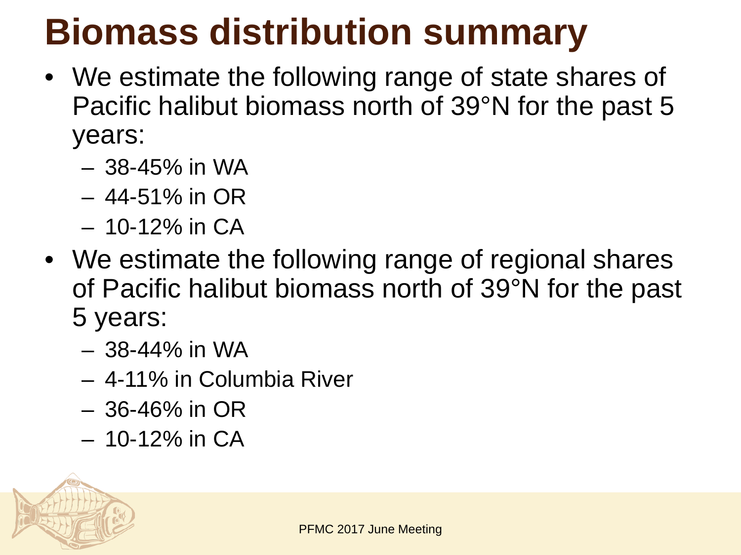# Biomass distribution summary

- We estimate the following range of state shares of Pacific halibut biomass north of 39°N for the past 5 years:
  - 38-45% in WA
  - 44-51% in OR
  - 10-12% in CA
- We estimate the following range of regional shares of Pacific halibut biomass north of 39°N for the past 5 years:
  - 38-44% in WA
  - 4-11% in Columbia River
  - 36-46% in OR
  - 10-12% in CA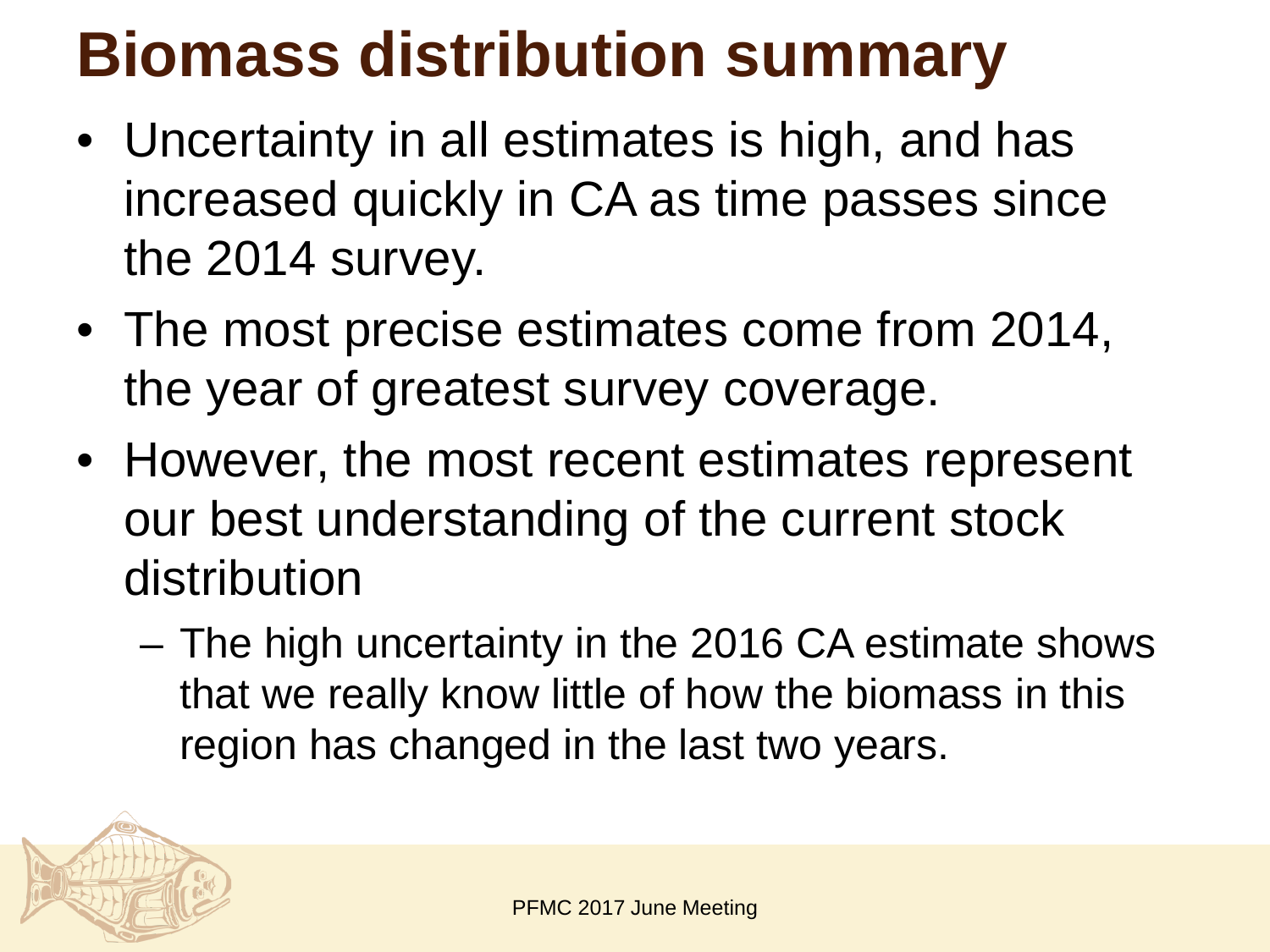# Biomass distribution summary

- Uncertainty in all estimates is high, and has increased quickly in CA as time passes since the 2014 survey.
- The most precise estimates come from 2014, the year of greatest survey coverage.
- However, the most recent estimates represent our best understanding of the current stock distribution
  - The high uncertainty in the 2016 CA estimate shows that we really know little of how the biomass in this region has changed in the last two years.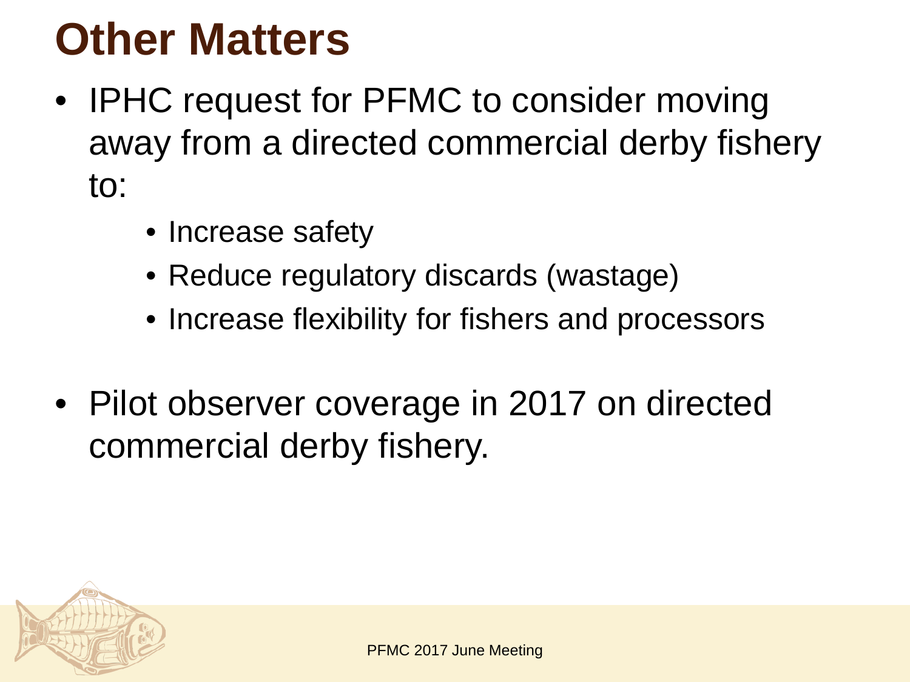# Other Matters

- IPHC request for PFMC to consider moving away from a directed commercial derby fishery to:
  - Increase safety
  - Reduce regulatory discards (wastage)
  - Increase flexibility for fishers and processors
- Pilot observer coverage in 2017 on directed commercial derby fishery.